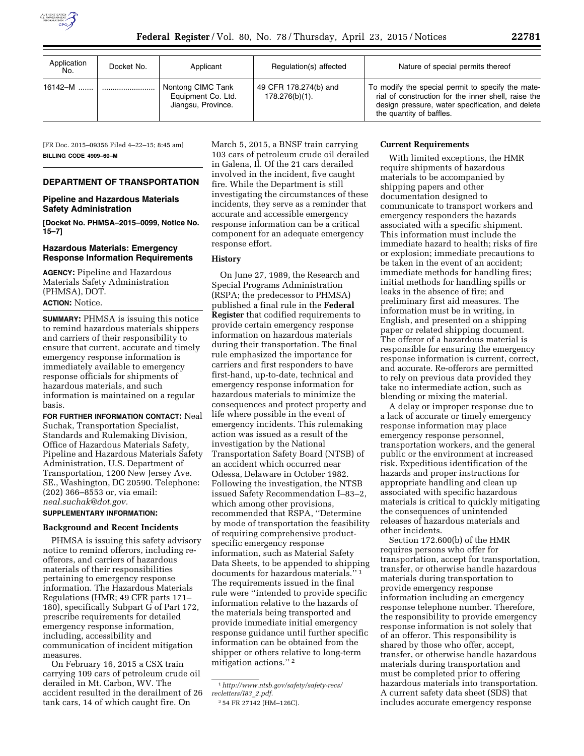| Application No. | Docket No. | Applicant | Regulation(s) affected | Nature of special permits thereof |
| --- | --- | --- | --- | --- |
| 16142–M ....... | ......................... | Nontong CIMC Tank Equipment Co. Ltd. Jiangsu, Province. | 49 CFR 178.274(b) and 178.276(b)(1). | To modify the special permit to specify the material of construction for the inner shell, raise the design pressure, water specification, and delete the quantity of baffles. |

[FR Doc. 2015–09356 Filed 4–22–15; 8:45 am]

**BILLING CODE 4909–60–M**

## DEPARTMENT OF TRANSPORTATION

### Pipeline and Hazardous Materials Safety Administration

**[Docket No. PHMSA–2015–0099, Notice No. 15–7]**

### Hazardous Materials: Emergency Response Information Requirements

**AGENCY:** Pipeline and Hazardous Materials Safety Administration (PHMSA), DOT.

**ACTION:** Notice.

**SUMMARY:** PHMSA is issuing this notice to remind hazardous materials shippers and carriers of their responsibility to ensure that current, accurate and timely emergency response information is immediately available to emergency response officials for shipments of hazardous materials, and such information is maintained on a regular basis.

**FOR FURTHER INFORMATION CONTACT:** Neal Suchak, Transportation Specialist, Standards and Rulemaking Division, Office of Hazardous Materials Safety, Pipeline and Hazardous Materials Safety Administration, U.S. Department of Transportation, 1200 New Jersey Ave. SE., Washington, DC 20590. Telephone: (202) 366–8553 or, via email: *neal.suchak@dot.gov.*

**SUPPLEMENTARY INFORMATION:**

**Background and Recent Incidents**

PHMSA is issuing this safety advisory notice to remind offerors, including re-offerors, and carriers of hazardous materials of their responsibilities pertaining to emergency response information. The Hazardous Materials Regulations (HMR; 49 CFR parts 171–180), specifically Subpart G of Part 172, prescribe requirements for detailed emergency response information, including, accessibility and communication of incident mitigation measures.

On February 16, 2015 a CSX train carrying 109 cars of petroleum crude oil derailed in Mt. Carbon, WV. The accident resulted in the derailment of 26 tank cars, 14 of which caught fire. On March 5, 2015, a BNSF train carrying 103 cars of petroleum crude oil derailed in Galena, Il. Of the 21 cars derailed involved in the incident, five caught fire. While the Department is still investigating the circumstances of these incidents, they serve as a reminder that accurate and accessible emergency response information can be a critical component for an adequate emergency response effort.

**History**

On June 27, 1989, the Research and Special Programs Administration (RSPA; the predecessor to PHMSA) published a final rule in the **Federal Register** that codified requirements to provide certain emergency response information on hazardous materials during their transportation. The final rule emphasized the importance for carriers and first responders to have first-hand, up-to-date, technical and emergency response information for hazardous materials to minimize the consequences and protect property and life where possible in the event of emergency incidents. This rulemaking action was issued as a result of the investigation by the National Transportation Safety Board (NTSB) of an accident which occurred near Odessa, Delaware in October 1982. Following the investigation, the NTSB issued Safety Recommendation I–83–2, which among other provisions, recommended that RSPA, ''Determine by mode of transportation the feasibility of requiring comprehensive product-specific emergency response information, such as Material Safety Data Sheets, to be appended to shipping documents for hazardous materials.'' [1] The requirements issued in the final rule were ''intended to provide specific information relative to the hazards of the materials being transported and provide immediate initial emergency response guidance until further specific information can be obtained from the shipper or others relative to long-term mitigation actions.'' [2]

[1] *http://www.ntsb.gov/safety/safety-recs/recletters/I83_2.pdf.*

[2] 54 FR 27142 (HM–126C).

**Current Requirements**

With limited exceptions, the HMR require shipments of hazardous materials to be accompanied by shipping papers and other documentation designed to communicate to transport workers and emergency responders the hazards associated with a specific shipment. This information must include the immediate hazard to health; risks of fire or explosion; immediate precautions to be taken in the event of an accident; immediate methods for handling fires; initial methods for handling spills or leaks in the absence of fire; and preliminary first aid measures. The information must be in writing, in English, and presented on a shipping paper or related shipping document. The offeror of a hazardous material is responsible for ensuring the emergency response information is current, correct, and accurate. Re-offerors are permitted to rely on previous data provided they take no intermediate action, such as blending or mixing the material.

A delay or improper response due to a lack of accurate or timely emergency response information may place emergency response personnel, transportation workers, and the general public or the environment at increased risk. Expeditious identification of the hazards and proper instructions for appropriate handling and clean up associated with specific hazardous materials is critical to quickly mitigating the consequences of unintended releases of hazardous materials and other incidents.

Section 172.600(b) of the HMR requires persons who offer for transportation, accept for transportation, transfer, or otherwise handle hazardous materials during transportation to provide emergency response information including an emergency response telephone number. Therefore, the responsibility to provide emergency response information is not solely that of an offeror. This responsibility is shared by those who offer, accept, transfer, or otherwise handle hazardous materials during transportation and must be completed prior to offering hazardous materials into transportation. A current safety data sheet (SDS) that includes accurate emergency response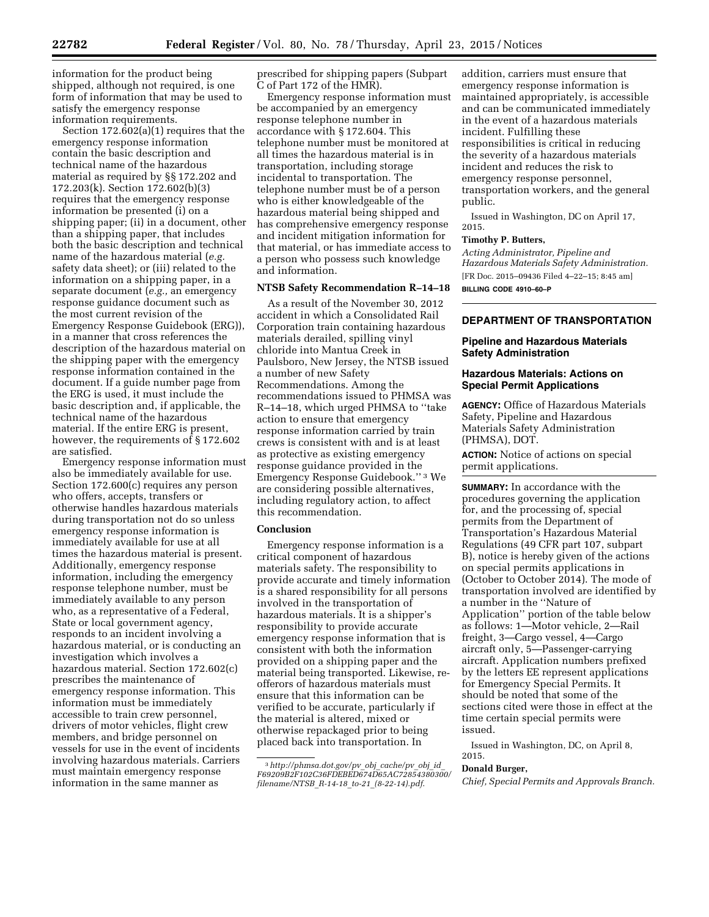information for the product being shipped, although not required, is one form of information that may be used to satisfy the emergency response information requirements.

Section 172.602(a)(1) requires that the emergency response information contain the basic description and technical name of the hazardous material as required by §§ 172.202 and 172.203(k). Section 172.602(b)(3) requires that the emergency response information be presented (i) on a shipping paper; (ii) in a document, other than a shipping paper, that includes both the basic description and technical name of the hazardous material (*e.g.* safety data sheet); or (iii) related to the information on a shipping paper, in a separate document (*e.g.,* an emergency response guidance document such as the most current revision of the Emergency Response Guidebook (ERG)), in a manner that cross references the description of the hazardous material on the shipping paper with the emergency response information contained in the document. If a guide number page from the ERG is used, it must include the basic description and, if applicable, the technical name of the hazardous material. If the entire ERG is present, however, the requirements of § 172.602 are satisfied.

Emergency response information must also be immediately available for use. Section 172.600(c) requires any person who offers, accepts, transfers or otherwise handles hazardous materials during transportation not do so unless emergency response information is immediately available for use at all times the hazardous material is present. Additionally, emergency response information, including the emergency response telephone number, must be immediately available to any person who, as a representative of a Federal, State or local government agency, responds to an incident involving a hazardous material, or is conducting an investigation which involves a hazardous material. Section 172.602(c) prescribes the maintenance of emergency response information. This information must be immediately accessible to train crew personnel, drivers of motor vehicles, flight crew members, and bridge personnel on vessels for use in the event of incidents involving hazardous materials. Carriers must maintain emergency response information in the same manner as prescribed for shipping papers (Subpart C of Part 172 of the HMR).

Emergency response information must be accompanied by an emergency response telephone number in accordance with § 172.604. This telephone number must be monitored at all times the hazardous material is in transportation, including storage incidental to transportation. The telephone number must be of a person who is either knowledgeable of the hazardous material being shipped and has comprehensive emergency response and incident mitigation information for that material, or has immediate access to a person who possess such knowledge and information.

**NTSB Safety Recommendation R–14–18**

As a result of the November 30, 2012 accident in which a Consolidated Rail Corporation train containing hazardous materials derailed, spilling vinyl chloride into Mantua Creek in Paulsboro, New Jersey, the NTSB issued a number of new Safety Recommendations. Among the recommendations issued to PHMSA was R–14–18, which urged PHMSA to ''take action to ensure that emergency response information carried by train crews is consistent with and is at least as protective as existing emergency response guidance provided in the Emergency Response Guidebook.'' [3] We are considering possible alternatives, including regulatory action, to affect this recommendation.

**Conclusion**

Emergency response information is a critical component of hazardous materials safety. The responsibility to provide accurate and timely information is a shared responsibility for all persons involved in the transportation of hazardous materials. It is a shipper's responsibility to provide accurate emergency response information that is consistent with both the information provided on a shipping paper and the material being transported. Likewise, re-offerors of hazardous materials must ensure that this information can be verified to be accurate, particularly if the material is altered, mixed or otherwise repackaged prior to being placed back into transportation. In addition, carriers must ensure that emergency response information is maintained appropriately, is accessible and can be communicated immediately in the event of a hazardous materials incident. Fulfilling these responsibilities is critical in reducing the severity of a hazardous materials incident and reduces the risk to emergency response personnel, transportation workers, and the general public.

Issued in Washington, DC on April 17, 2015.

**Timothy P. Butters,**

*Acting Administrator, Pipeline and Hazardous Materials Safety Administration.*

[FR Doc. 2015–09436 Filed 4–22–15; 8:45 am]

**BILLING CODE 4910–60–P**

[3] *http://phmsa.dot.gov/pv_obj_cache/pv_obj_id_F69209B2F102C36FDEBED674D65AC72854380300/filename/NTSB_R-14-18_to-21_(8-22-14).pdf.*

---

## DEPARTMENT OF TRANSPORTATION

### Pipeline and Hazardous Materials Safety Administration

### Hazardous Materials: Actions on Special Permit Applications

**AGENCY:** Office of Hazardous Materials Safety, Pipeline and Hazardous Materials Safety Administration (PHMSA), DOT.

**ACTION:** Notice of actions on special permit applications.

**SUMMARY:** In accordance with the procedures governing the application for, and the processing of, special permits from the Department of Transportation's Hazardous Material Regulations (49 CFR part 107, subpart B), notice is hereby given of the actions on special permits applications in (October to October 2014). The mode of transportation involved are identified by a number in the ''Nature of Application'' portion of the table below as follows: 1—Motor vehicle, 2—Rail freight, 3—Cargo vessel, 4—Cargo aircraft only, 5—Passenger-carrying aircraft. Application numbers prefixed by the letters EE represent applications for Emergency Special Permits. It should be noted that some of the sections cited were those in effect at the time certain special permits were issued.

Issued in Washington, DC, on April 8, 2015.

**Donald Burger,**

*Chief, Special Permits and Approvals Branch.*